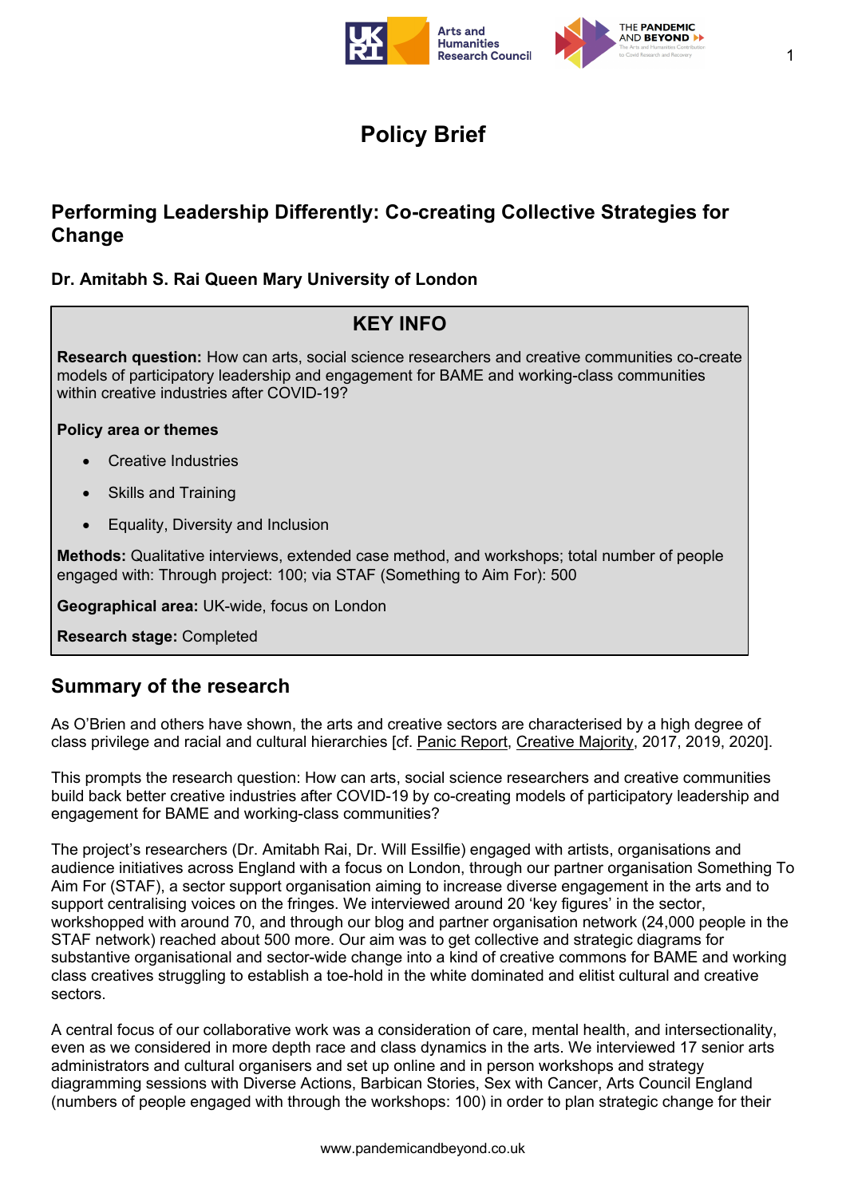# Policy Brief

## Performing Leadership Differently: Co-creating Collective Strategies for Change

**Dr. Amitabh S. Rai Queen Mary University of London**

### KEY INFO

**Research question:** How can arts, social science researchers and creative communities co-create models of participatory leadership and engagement for BAME and working-class communities within creative industries after COVID-19?

**Policy area or themes**

- Creative Industries
- Skills and Training
- Equality, Diversity and Inclusion

**Methods:** Qualitative interviews, extended case method, and workshops; total number of people engaged with: Through project: 100; via STAF (Something to Aim For): 500

**Geographical area:** UK-wide, focus on London

**Research stage:** Completed

## Summary of the research

As O'Brien and others have shown, the arts and creative sectors are characterised by a high degree of class privilege and racial and cultural hierarchies [cf. Panic Report, Creative Majority, 2017, 2019, 2020].

This prompts the research question: How can arts, social science researchers and creative communities build back better creative industries after COVID-19 by co-creating models of participatory leadership and engagement for BAME and working-class communities?

The project's researchers (Dr. Amitabh Rai, Dr. Will Essilfie) engaged with artists, organisations and audience initiatives across England with a focus on London, through our partner organisation Something To Aim For (STAF), a sector support organisation aiming to increase diverse engagement in the arts and to support centralising voices on the fringes. We interviewed around 20 'key figures' in the sector, workshopped with around 70, and through our blog and partner organisation network (24,000 people in the STAF network) reached about 500 more. Our aim was to get collective and strategic diagrams for substantive organisational and sector-wide change into a kind of creative commons for BAME and working class creatives struggling to establish a toe-hold in the white dominated and elitist cultural and creative sectors.

A central focus of our collaborative work was a consideration of care, mental health, and intersectionality, even as we considered in more depth race and class dynamics in the arts. We interviewed 17 senior arts administrators and cultural organisers and set up online and in person workshops and strategy diagramming sessions with Diverse Actions, Barbican Stories, Sex with Cancer, Arts Council England (numbers of people engaged with through the workshops: 100) in order to plan strategic change for their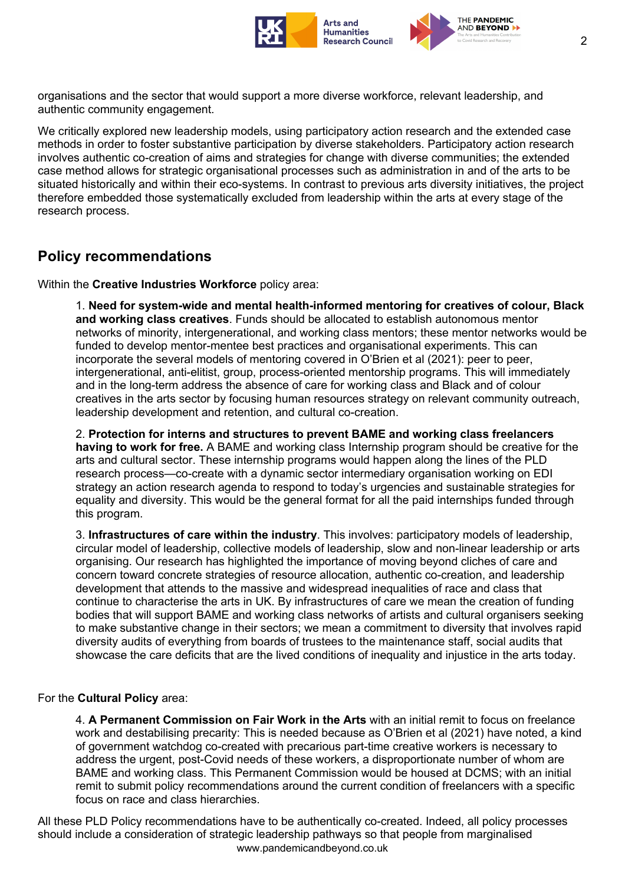organisations and the sector that would support a more diverse workforce, relevant leadership, and authentic community engagement.

We critically explored new leadership models, using participatory action research and the extended case methods in order to foster substantive participation by diverse stakeholders. Participatory action research involves authentic co-creation of aims and strategies for change with diverse communities; the extended case method allows for strategic organisational processes such as administration in and of the arts to be situated historically and within their eco-systems. In contrast to previous arts diversity initiatives, the project therefore embedded those systematically excluded from leadership within the arts at every stage of the research process.

## Policy recommendations

Within the **Creative Industries Workforce** policy area:

1. **Need for system-wide and mental health-informed mentoring for creatives of colour, Black and working class creatives**. Funds should be allocated to establish autonomous mentor networks of minority, intergenerational, and working class mentors; these mentor networks would be funded to develop mentor-mentee best practices and organisational experiments. This can incorporate the several models of mentoring covered in O'Brien et al (2021): peer to peer, intergenerational, anti-elitist, group, process-oriented mentorship programs. This will immediately and in the long-term address the absence of care for working class and Black and of colour creatives in the arts sector by focusing human resources strategy on relevant community outreach, leadership development and retention, and cultural co-creation.

2. **Protection for interns and structures to prevent BAME and working class freelancers having to work for free.** A BAME and working class Internship program should be creative for the arts and cultural sector. These internship programs would happen along the lines of the PLD research process—co-create with a dynamic sector intermediary organisation working on EDI strategy an action research agenda to respond to today's urgencies and sustainable strategies for equality and diversity. This would be the general format for all the paid internships funded through this program.

3. **Infrastructures of care within the industry**. This involves: participatory models of leadership, circular model of leadership, collective models of leadership, slow and non-linear leadership or arts organising. Our research has highlighted the importance of moving beyond cliches of care and concern toward concrete strategies of resource allocation, authentic co-creation, and leadership development that attends to the massive and widespread inequalities of race and class that continue to characterise the arts in UK. By infrastructures of care we mean the creation of funding bodies that will support BAME and working class networks of artists and cultural organisers seeking to make substantive change in their sectors; we mean a commitment to diversity that involves rapid diversity audits of everything from boards of trustees to the maintenance staff, social audits that showcase the care deficits that are the lived conditions of inequality and injustice in the arts today.

For the **Cultural Policy** area:

4. **A Permanent Commission on Fair Work in the Arts** with an initial remit to focus on freelance work and destabilising precarity: This is needed because as O'Brien et al (2021) have noted, a kind of government watchdog co-created with precarious part-time creative workers is necessary to address the urgent, post-Covid needs of these workers, a disproportionate number of whom are BAME and working class. This Permanent Commission would be housed at DCMS; with an initial remit to submit policy recommendations around the current condition of freelancers with a specific focus on race and class hierarchies.

All these PLD Policy recommendations have to be authentically co-created. Indeed, all policy processes should include a consideration of strategic leadership pathways so that people from marginalised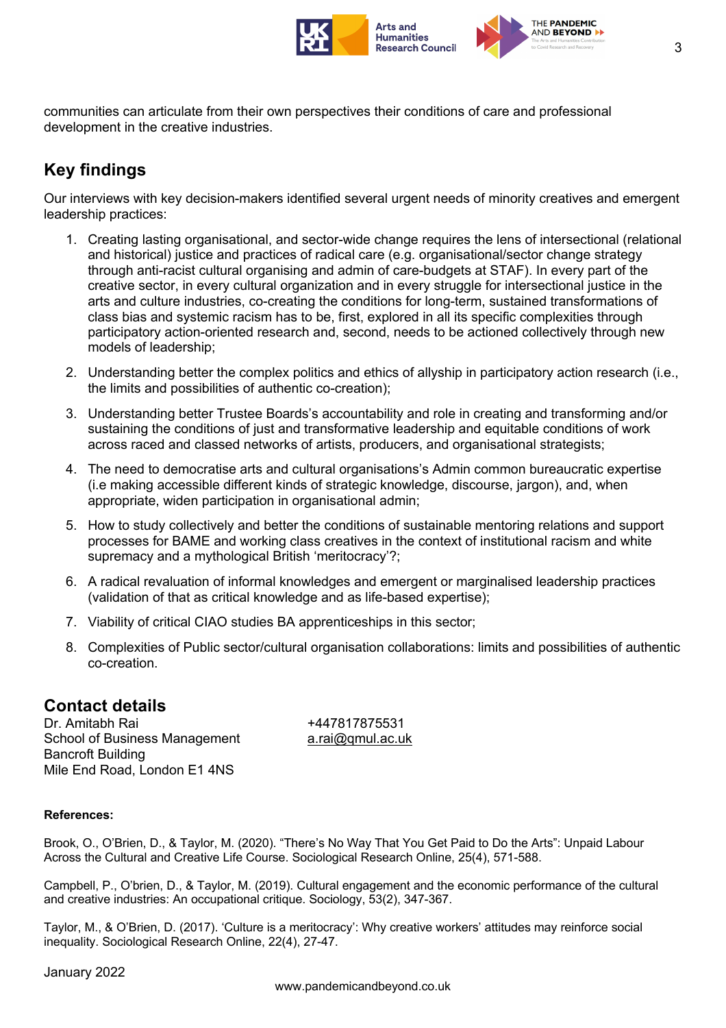communities can articulate from their own perspectives their conditions of care and professional development in the creative industries.

## Key findings

Our interviews with key decision-makers identified several urgent needs of minority creatives and emergent leadership practices:

1. Creating lasting organisational, and sector-wide change requires the lens of intersectional (relational and historical) justice and practices of radical care (e.g. organisational/sector change strategy through anti-racist cultural organising and admin of care-budgets at STAF). In every part of the creative sector, in every cultural organization and in every struggle for intersectional justice in the arts and culture industries, co-creating the conditions for long-term, sustained transformations of class bias and systemic racism has to be, first, explored in all its specific complexities through participatory action-oriented research and, second, needs to be actioned collectively through new models of leadership;
2. Understanding better the complex politics and ethics of allyship in participatory action research (i.e., the limits and possibilities of authentic co-creation);
3. Understanding better Trustee Boards's accountability and role in creating and transforming and/or sustaining the conditions of just and transformative leadership and equitable conditions of work across raced and classed networks of artists, producers, and organisational strategists;
4. The need to democratise arts and cultural organisations's Admin common bureaucratic expertise (i.e making accessible different kinds of strategic knowledge, discourse, jargon), and, when appropriate, widen participation in organisational admin;
5. How to study collectively and better the conditions of sustainable mentoring relations and support processes for BAME and working class creatives in the context of institutional racism and white supremacy and a mythological British 'meritocracy'?;
6. A radical revaluation of informal knowledges and emergent or marginalised leadership practices (validation of that as critical knowledge and as life-based expertise);
7. Viability of critical CIAO studies BA apprenticeships in this sector;
8. Complexities of Public sector/cultural organisation collaborations: limits and possibilities of authentic co-creation.

## Contact details

Dr. Amitabh Rai
School of Business Management
Bancroft Building
Mile End Road, London E1 4NS

+447817875531
a.rai@qmul.ac.uk

**References:**

Brook, O., O'Brien, D., & Taylor, M. (2020). "There's No Way That You Get Paid to Do the Arts": Unpaid Labour Across the Cultural and Creative Life Course. Sociological Research Online, 25(4), 571-588.

Campbell, P., O'brien, D., & Taylor, M. (2019). Cultural engagement and the economic performance of the cultural and creative industries: An occupational critique. Sociology, 53(2), 347-367.

Taylor, M., & O'Brien, D. (2017). 'Culture is a meritocracy': Why creative workers' attitudes may reinforce social inequality. Sociological Research Online, 22(4), 27-47.

January 2022